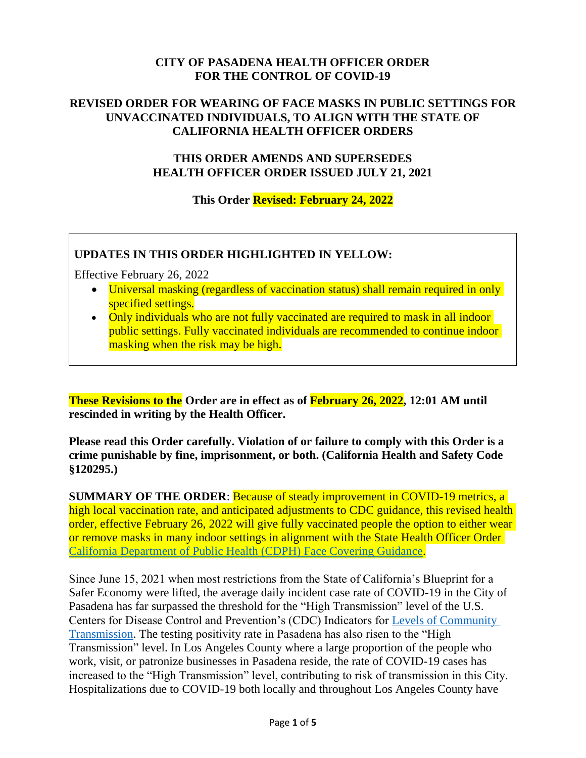**CITY OF PASADENA HEALTH OFFICER ORDER**
**FOR THE CONTROL OF COVID-19**

**REVISED ORDER FOR WEARING OF FACE MASKS IN PUBLIC SETTINGS FOR UNVACCINATED INDIVIDUALS, TO ALIGN WITH THE STATE OF CALIFORNIA HEALTH OFFICER ORDERS**

**THIS ORDER AMENDS AND SUPERSEDES**
**HEALTH OFFICER ORDER ISSUED JULY 21, 2021**

**This Order Revised: February 24, 2022**

> **UPDATES IN THIS ORDER HIGHLIGHTED IN YELLOW:**
>
> Effective February 26, 2022
>
> - Universal masking (regardless of vaccination status) shall remain required in only specified settings.
> - Only individuals who are not fully vaccinated are required to mask in all indoor public settings. Fully vaccinated individuals are recommended to continue indoor masking when the risk may be high.

**These Revisions to the Order are in effect as of February 26, 2022, 12:01 AM until rescinded in writing by the Health Officer.**

**Please read this Order carefully. Violation of or failure to comply with this Order is a crime punishable by fine, imprisonment, or both. (California Health and Safety Code §120295.)**

**SUMMARY OF THE ORDER**: Because of steady improvement in COVID-19 metrics, a high local vaccination rate, and anticipated adjustments to CDC guidance, this revised health order, effective February 26, 2022 will give fully vaccinated people the option to either wear or remove masks in many indoor settings in alignment with the State Health Officer Order California Department of Public Health (CDPH) Face Covering Guidance.

Since June 15, 2021 when most restrictions from the State of California's Blueprint for a Safer Economy were lifted, the average daily incident case rate of COVID-19 in the City of Pasadena has far surpassed the threshold for the "High Transmission" level of the U.S. Centers for Disease Control and Prevention's (CDC) Indicators for Levels of Community Transmission. The testing positivity rate in Pasadena has also risen to the "High Transmission" level. In Los Angeles County where a large proportion of the people who work, visit, or patronize businesses in Pasadena reside, the rate of COVID-19 cases has increased to the "High Transmission" level, contributing to risk of transmission in this City. Hospitalizations due to COVID-19 both locally and throughout Los Angeles County have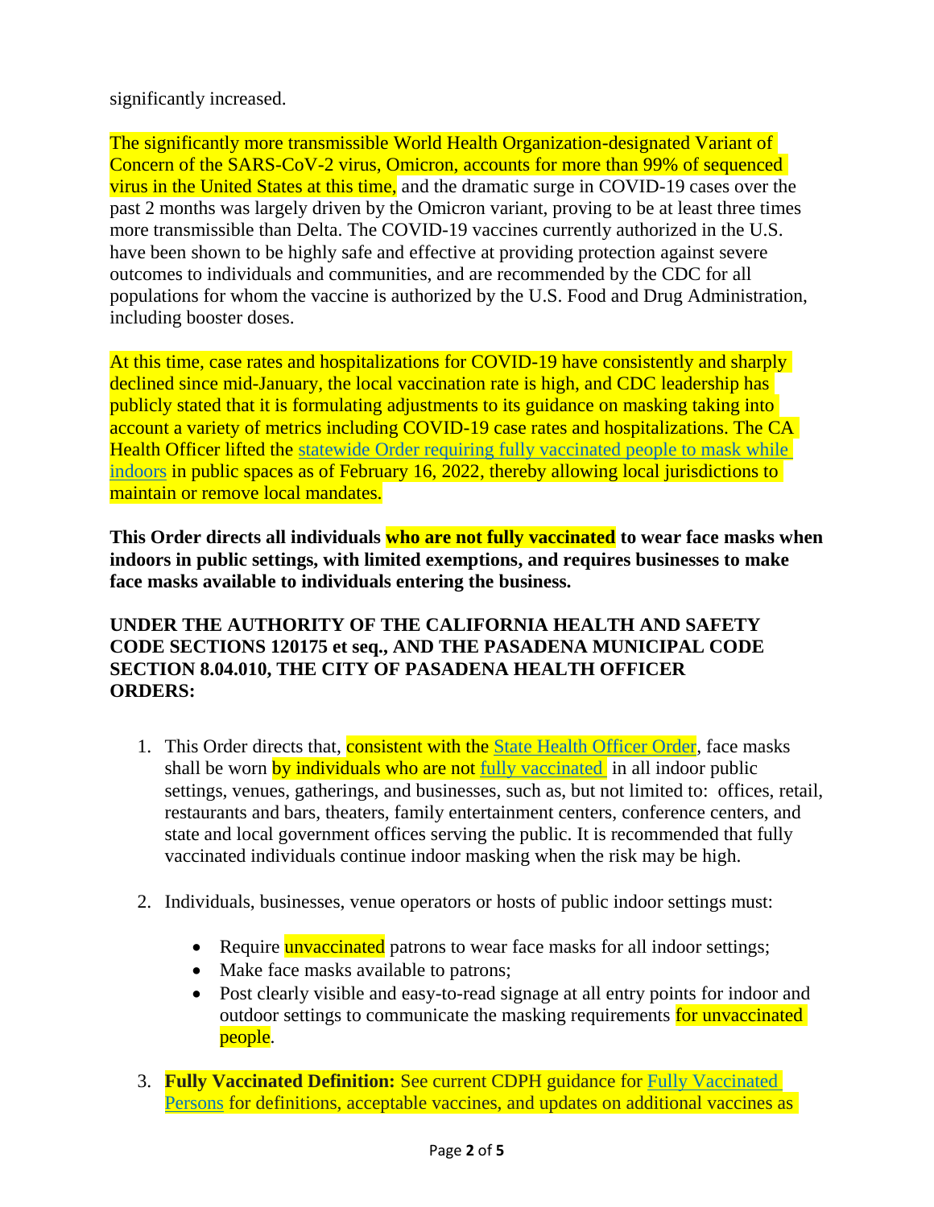significantly increased.

The significantly more transmissible World Health Organization-designated Variant of Concern of the SARS-CoV-2 virus, Omicron, accounts for more than 99% of sequenced virus in the United States at this time, and the dramatic surge in COVID-19 cases over the past 2 months was largely driven by the Omicron variant, proving to be at least three times more transmissible than Delta. The COVID-19 vaccines currently authorized in the U.S. have been shown to be highly safe and effective at providing protection against severe outcomes to individuals and communities, and are recommended by the CDC for all populations for whom the vaccine is authorized by the U.S. Food and Drug Administration, including booster doses.

At this time, case rates and hospitalizations for COVID-19 have consistently and sharply declined since mid-January, the local vaccination rate is high, and CDC leadership has publicly stated that it is formulating adjustments to its guidance on masking taking into account a variety of metrics including COVID-19 case rates and hospitalizations. The CA Health Officer lifted the statewide Order requiring fully vaccinated people to mask while indoors in public spaces as of February 16, 2022, thereby allowing local jurisdictions to maintain or remove local mandates.

**This Order directs all individuals who are not fully vaccinated to wear face masks when indoors in public settings, with limited exemptions, and requires businesses to make face masks available to individuals entering the business.**

**UNDER THE AUTHORITY OF THE CALIFORNIA HEALTH AND SAFETY CODE SECTIONS 120175 et seq., AND THE PASADENA MUNICIPAL CODE SECTION 8.04.010, THE CITY OF PASADENA HEALTH OFFICER ORDERS:**

1. This Order directs that, consistent with the State Health Officer Order, face masks shall be worn by individuals who are not fully vaccinated in all indoor public settings, venues, gatherings, and businesses, such as, but not limited to: offices, retail, restaurants and bars, theaters, family entertainment centers, conference centers, and state and local government offices serving the public. It is recommended that fully vaccinated individuals continue indoor masking when the risk may be high.

2. Individuals, businesses, venue operators or hosts of public indoor settings must:

   - Require unvaccinated patrons to wear face masks for all indoor settings;
   - Make face masks available to patrons;
   - Post clearly visible and easy-to-read signage at all entry points for indoor and outdoor settings to communicate the masking requirements for unvaccinated people.

3. **Fully Vaccinated Definition:** See current CDPH guidance for Fully Vaccinated Persons for definitions, acceptable vaccines, and updates on additional vaccines as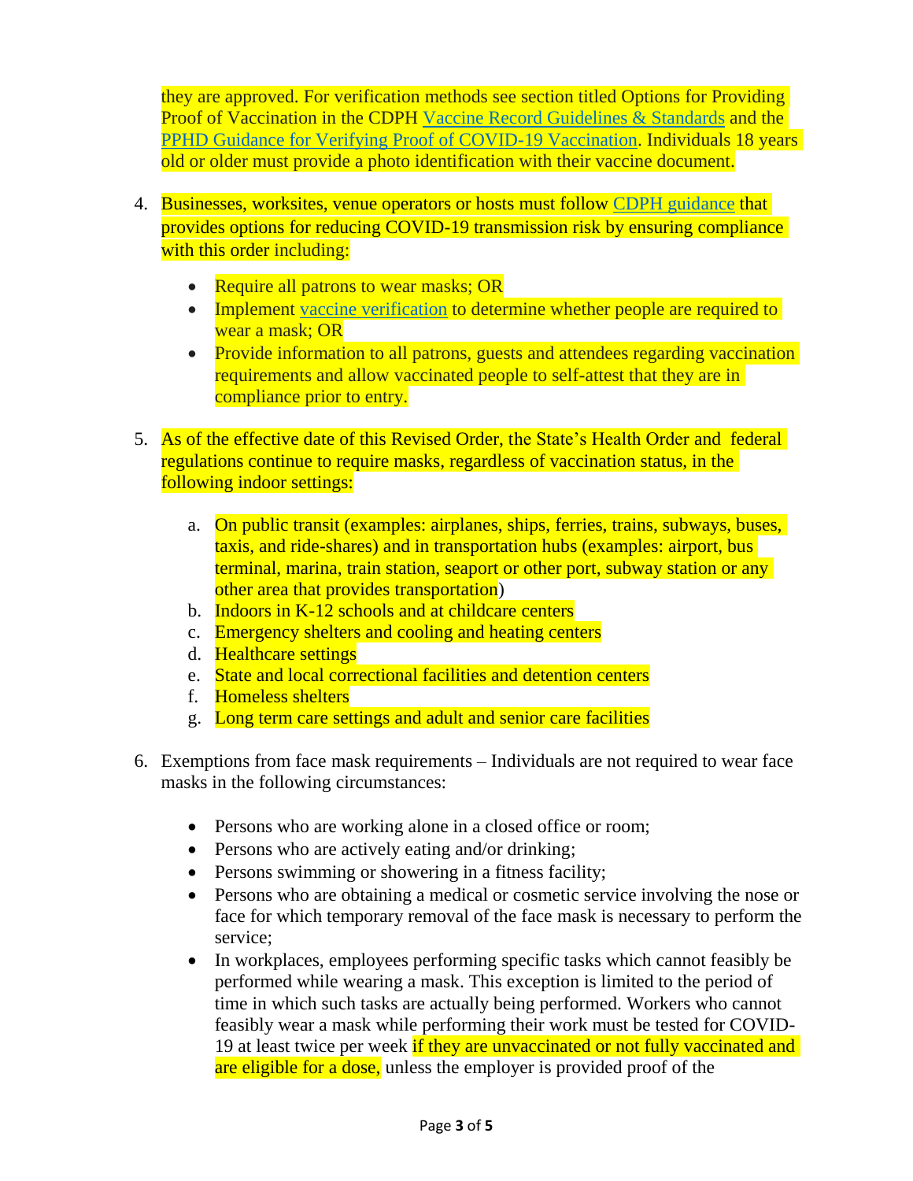they are approved. For verification methods see section titled Options for Providing Proof of Vaccination in the CDPH Vaccine Record Guidelines & Standards and the PPHD Guidance for Verifying Proof of COVID-19 Vaccination. Individuals 18 years old or older must provide a photo identification with their vaccine document.

4. Businesses, worksites, venue operators or hosts must follow CDPH guidance that provides options for reducing COVID-19 transmission risk by ensuring compliance with this order including:

   - Require all patrons to wear masks; OR
   - Implement vaccine verification to determine whether people are required to wear a mask; OR
   - Provide information to all patrons, guests and attendees regarding vaccination requirements and allow vaccinated people to self-attest that they are in compliance prior to entry.

5. As of the effective date of this Revised Order, the State's Health Order and federal regulations continue to require masks, regardless of vaccination status, in the following indoor settings:

   a. On public transit (examples: airplanes, ships, ferries, trains, subways, buses, taxis, and ride-shares) and in transportation hubs (examples: airport, bus terminal, marina, train station, seaport or other port, subway station or any other area that provides transportation)
   b. Indoors in K-12 schools and at childcare centers
   c. Emergency shelters and cooling and heating centers
   d. Healthcare settings
   e. State and local correctional facilities and detention centers
   f. Homeless shelters
   g. Long term care settings and adult and senior care facilities

6. Exemptions from face mask requirements – Individuals are not required to wear face masks in the following circumstances:

   - Persons who are working alone in a closed office or room;
   - Persons who are actively eating and/or drinking;
   - Persons swimming or showering in a fitness facility;
   - Persons who are obtaining a medical or cosmetic service involving the nose or face for which temporary removal of the face mask is necessary to perform the service;
   - In workplaces, employees performing specific tasks which cannot feasibly be performed while wearing a mask. This exception is limited to the period of time in which such tasks are actually being performed. Workers who cannot feasibly wear a mask while performing their work must be tested for COVID-19 at least twice per week if they are unvaccinated or not fully vaccinated and are eligible for a dose, unless the employer is provided proof of the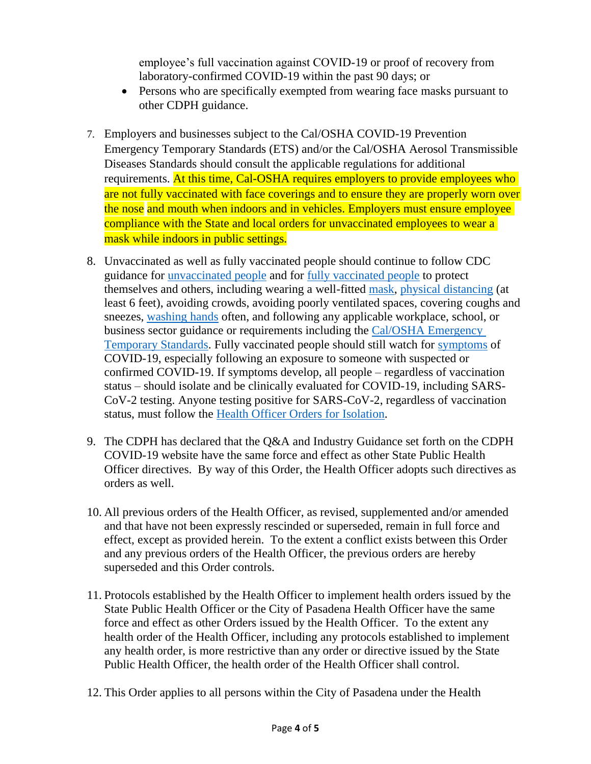employee's full vaccination against COVID-19 or proof of recovery from laboratory-confirmed COVID-19 within the past 90 days; or

- Persons who are specifically exempted from wearing face masks pursuant to other CDPH guidance.

7. Employers and businesses subject to the Cal/OSHA COVID-19 Prevention Emergency Temporary Standards (ETS) and/or the Cal/OSHA Aerosol Transmissible Diseases Standards should consult the applicable regulations for additional requirements. At this time, Cal-OSHA requires employers to provide employees who are not fully vaccinated with face coverings and to ensure they are properly worn over the nose and mouth when indoors and in vehicles. Employers must ensure employee compliance with the State and local orders for unvaccinated employees to wear a mask while indoors in public settings.

8. Unvaccinated as well as fully vaccinated people should continue to follow CDC guidance for unvaccinated people and for fully vaccinated people to protect themselves and others, including wearing a well-fitted mask, physical distancing (at least 6 feet), avoiding crowds, avoiding poorly ventilated spaces, covering coughs and sneezes, washing hands often, and following any applicable workplace, school, or business sector guidance or requirements including the Cal/OSHA Emergency Temporary Standards. Fully vaccinated people should still watch for symptoms of COVID-19, especially following an exposure to someone with suspected or confirmed COVID-19. If symptoms develop, all people – regardless of vaccination status – should isolate and be clinically evaluated for COVID-19, including SARS-CoV-2 testing. Anyone testing positive for SARS-CoV-2, regardless of vaccination status, must follow the Health Officer Orders for Isolation.

9. The CDPH has declared that the Q&A and Industry Guidance set forth on the CDPH COVID-19 website have the same force and effect as other State Public Health Officer directives. By way of this Order, the Health Officer adopts such directives as orders as well.

10. All previous orders of the Health Officer, as revised, supplemented and/or amended and that have not been expressly rescinded or superseded, remain in full force and effect, except as provided herein. To the extent a conflict exists between this Order and any previous orders of the Health Officer, the previous orders are hereby superseded and this Order controls.

11. Protocols established by the Health Officer to implement health orders issued by the State Public Health Officer or the City of Pasadena Health Officer have the same force and effect as other Orders issued by the Health Officer. To the extent any health order of the Health Officer, including any protocols established to implement any health order, is more restrictive than any order or directive issued by the State Public Health Officer, the health order of the Health Officer shall control.

12. This Order applies to all persons within the City of Pasadena under the Health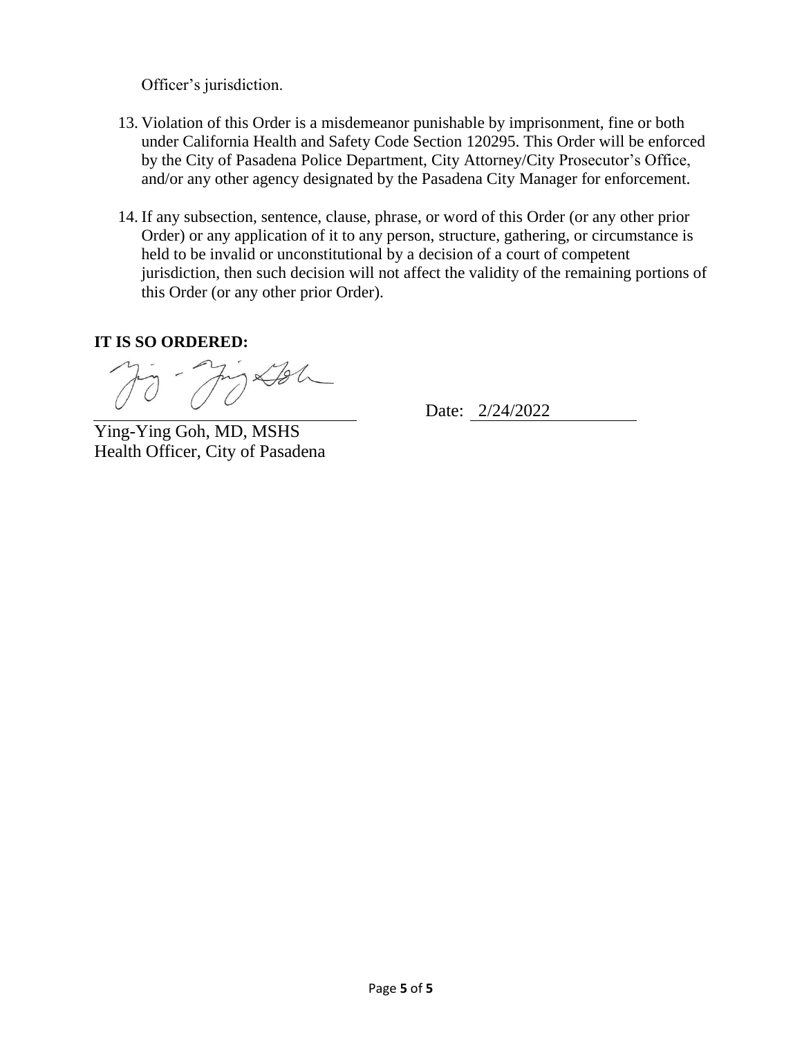Officer's jurisdiction.

13. Violation of this Order is a misdemeanor punishable by imprisonment, fine or both under California Health and Safety Code Section 120295. This Order will be enforced by the City of Pasadena Police Department, City Attorney/City Prosecutor's Office, and/or any other agency designated by the Pasadena City Manager for enforcement.

14. If any subsection, sentence, clause, phrase, or word of this Order (or any other prior Order) or any application of it to any person, structure, gathering, or circumstance is held to be invalid or unconstitutional by a decision of a court of competent jurisdiction, then such decision will not affect the validity of the remaining portions of this Order (or any other prior Order).

**IT IS SO ORDERED:**

Date: 2/24/2022

Ying-Ying Goh, MD, MSHS
Health Officer, City of Pasadena